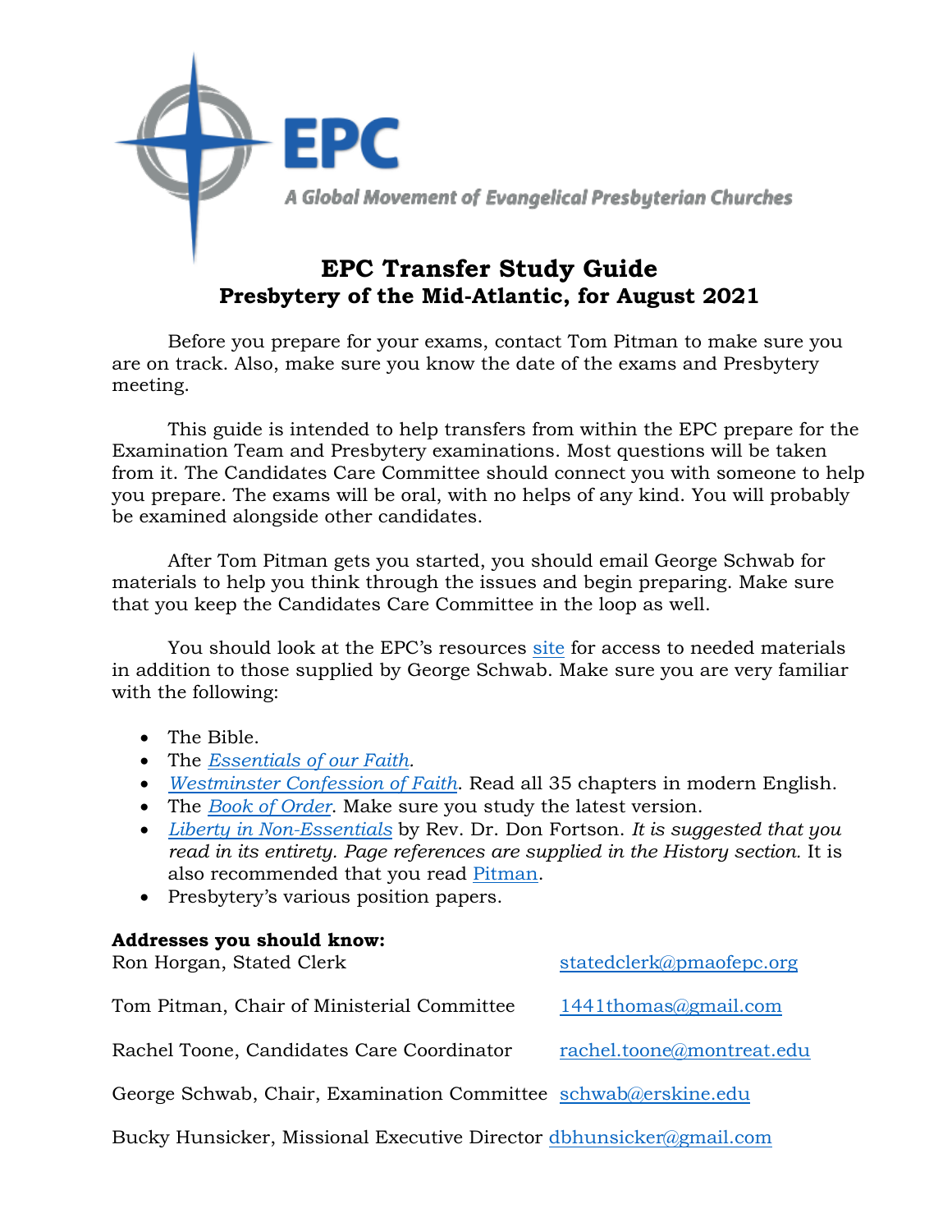EPC

A Global Movement of Evangelical Presbyterian Churches

# EPC Transfer Study Guide
## Presbytery of the Mid-Atlantic, for August 2021

Before you prepare for your exams, contact Tom Pitman to make sure you are on track. Also, make sure you know the date of the exams and Presbytery meeting.

This guide is intended to help transfers from within the EPC prepare for the Examination Team and Presbytery examinations. Most questions will be taken from it. The Candidates Care Committee should connect you with someone to help you prepare. The exams will be oral, with no helps of any kind. You will probably be examined alongside other candidates.

After Tom Pitman gets you started, you should email George Schwab for materials to help you think through the issues and begin preparing. Make sure that you keep the Candidates Care Committee in the loop as well.

You should look at the EPC's resources site for access to needed materials in addition to those supplied by George Schwab. Make sure you are very familiar with the following:

- The Bible.
- The *Essentials of our Faith*.
- *Westminster Confession of Faith*. Read all 35 chapters in modern English.
- The *Book of Order*. Make sure you study the latest version.
- *Liberty in Non-Essentials* by Rev. Dr. Don Fortson. *It is suggested that you read in its entirety. Page references are supplied in the History section.* It is also recommended that you read Pitman.
- Presbytery's various position papers.

**Addresses you should know:**

| | |
|---|---|
| Ron Horgan, Stated Clerk | statedclerk@pmaofepc.org |
| Tom Pitman, Chair of Ministerial Committee | 1441thomas@gmail.com |
| Rachel Toone, Candidates Care Coordinator | rachel.toone@montreat.edu |
| George Schwab, Chair, Examination Committee | schwab@erskine.edu |
| Bucky Hunsicker, Missional Executive Director | dbhunsicker@gmail.com |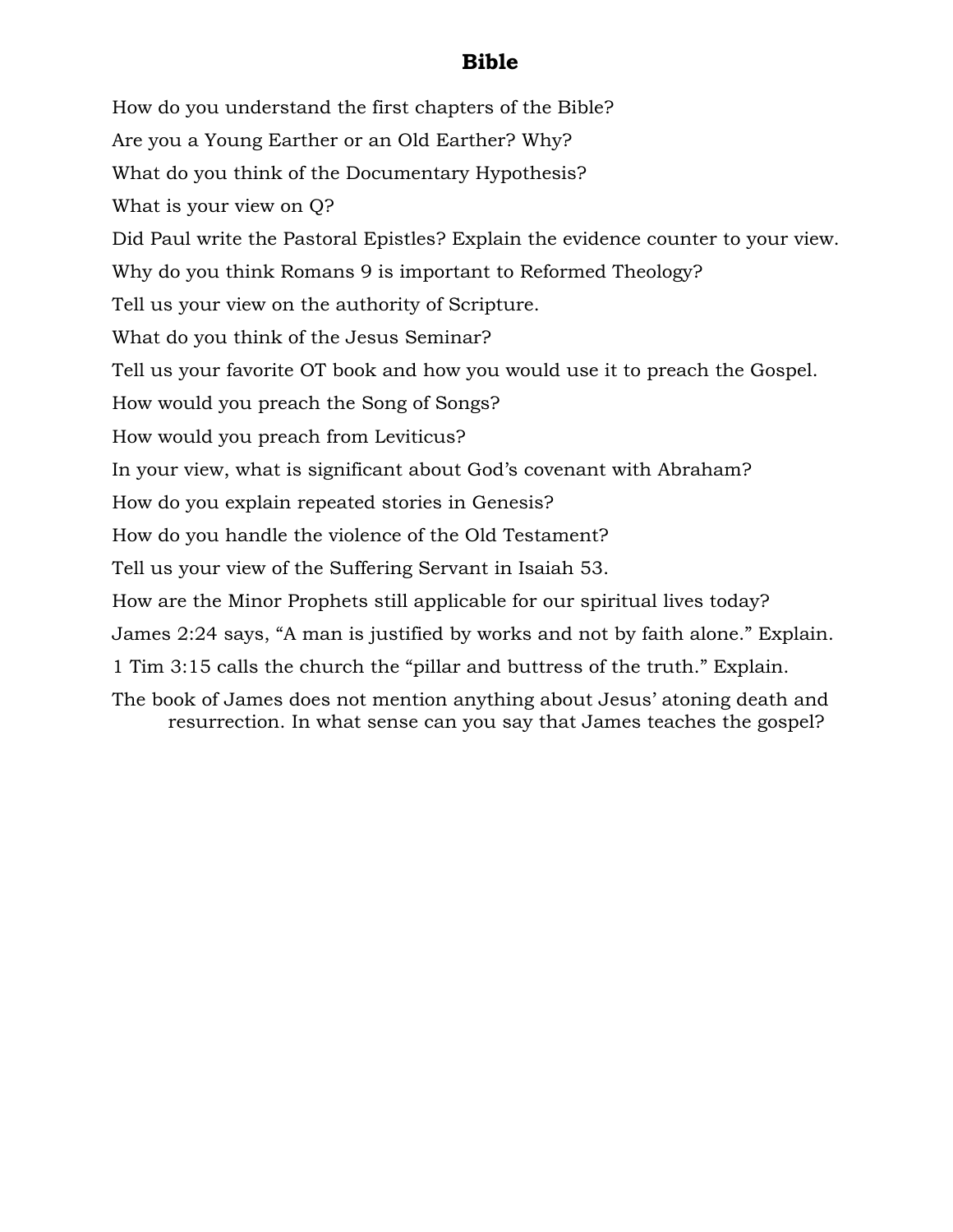# Bible

How do you understand the first chapters of the Bible?

Are you a Young Earther or an Old Earther? Why?

What do you think of the Documentary Hypothesis?

What is your view on Q?

Did Paul write the Pastoral Epistles? Explain the evidence counter to your view.

Why do you think Romans 9 is important to Reformed Theology?

Tell us your view on the authority of Scripture.

What do you think of the Jesus Seminar?

Tell us your favorite OT book and how you would use it to preach the Gospel.

How would you preach the Song of Songs?

How would you preach from Leviticus?

In your view, what is significant about God's covenant with Abraham?

How do you explain repeated stories in Genesis?

How do you handle the violence of the Old Testament?

Tell us your view of the Suffering Servant in Isaiah 53.

How are the Minor Prophets still applicable for our spiritual lives today?

James 2:24 says, "A man is justified by works and not by faith alone." Explain.

1 Tim 3:15 calls the church the "pillar and buttress of the truth." Explain.

The book of James does not mention anything about Jesus' atoning death and resurrection. In what sense can you say that James teaches the gospel?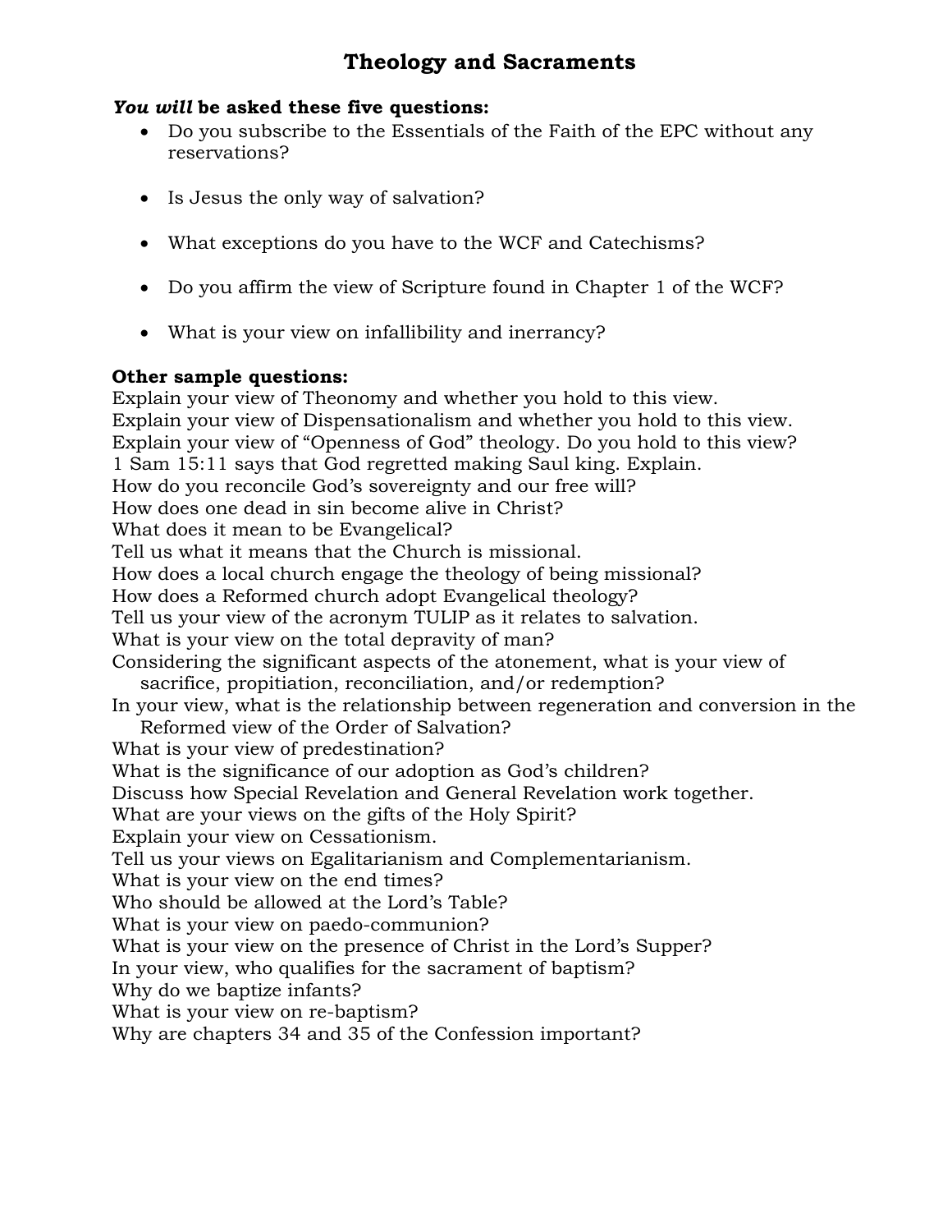# Theology and Sacraments

***You will* be asked these five questions:**

- Do you subscribe to the Essentials of the Faith of the EPC without any reservations?
- Is Jesus the only way of salvation?
- What exceptions do you have to the WCF and Catechisms?
- Do you affirm the view of Scripture found in Chapter 1 of the WCF?
- What is your view on infallibility and inerrancy?

**Other sample questions:**

Explain your view of Theonomy and whether you hold to this view.
Explain your view of Dispensationalism and whether you hold to this view.
Explain your view of "Openness of God" theology. Do you hold to this view?
1 Sam 15:11 says that God regretted making Saul king. Explain.
How do you reconcile God's sovereignty and our free will?
How does one dead in sin become alive in Christ?
What does it mean to be Evangelical?
Tell us what it means that the Church is missional.
How does a local church engage the theology of being missional?
How does a Reformed church adopt Evangelical theology?
Tell us your view of the acronym TULIP as it relates to salvation.
What is your view on the total depravity of man?
Considering the significant aspects of the atonement, what is your view of sacrifice, propitiation, reconciliation, and/or redemption?
In your view, what is the relationship between regeneration and conversion in the Reformed view of the Order of Salvation?
What is your view of predestination?
What is the significance of our adoption as God's children?
Discuss how Special Revelation and General Revelation work together.
What are your views on the gifts of the Holy Spirit?
Explain your view on Cessationism.
Tell us your views on Egalitarianism and Complementarianism.
What is your view on the end times?
Who should be allowed at the Lord's Table?
What is your view on paedo-communion?
What is your view on the presence of Christ in the Lord's Supper?
In your view, who qualifies for the sacrament of baptism?
Why do we baptize infants?
What is your view on re-baptism?
Why are chapters 34 and 35 of the Confession important?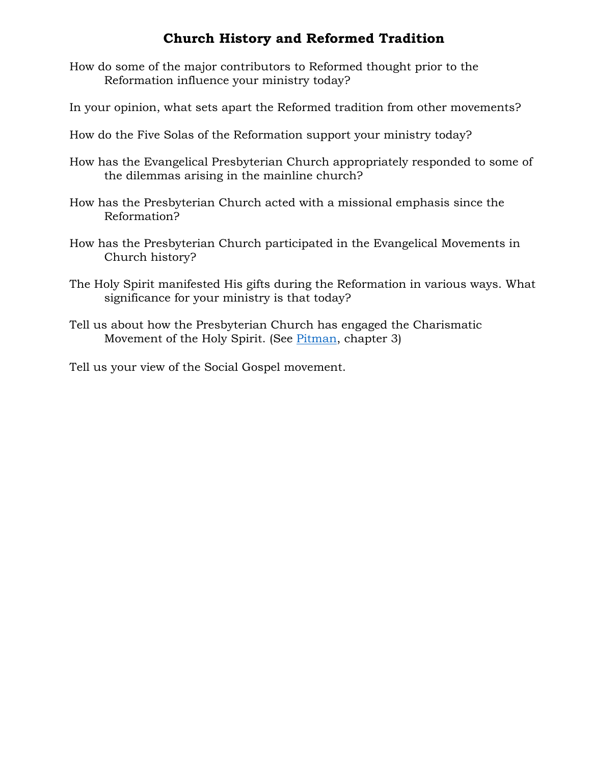# Church History and Reformed Tradition

How do some of the major contributors to Reformed thought prior to the Reformation influence your ministry today?

In your opinion, what sets apart the Reformed tradition from other movements?

How do the Five Solas of the Reformation support your ministry today?

How has the Evangelical Presbyterian Church appropriately responded to some of the dilemmas arising in the mainline church?

How has the Presbyterian Church acted with a missional emphasis since the Reformation?

How has the Presbyterian Church participated in the Evangelical Movements in Church history?

The Holy Spirit manifested His gifts during the Reformation in various ways. What significance for your ministry is that today?

Tell us about how the Presbyterian Church has engaged the Charismatic Movement of the Holy Spirit. (See Pitman, chapter 3)

Tell us your view of the Social Gospel movement.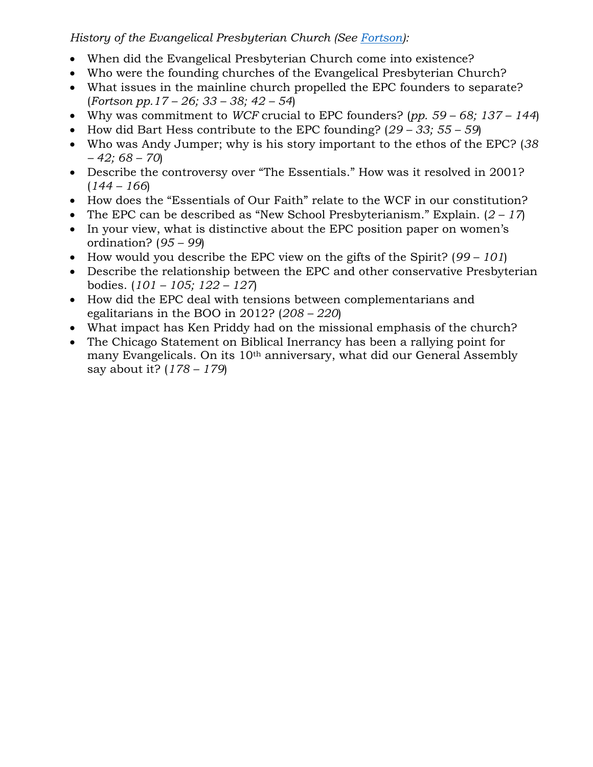*History of the Evangelical Presbyterian Church (See [Fortson]):*

- When did the Evangelical Presbyterian Church come into existence?
- Who were the founding churches of the Evangelical Presbyterian Church?
- What issues in the mainline church propelled the EPC founders to separate? (*Fortson pp.17 – 26; 33 – 38; 42 – 54*)
- Why was commitment to *WCF* crucial to EPC founders? (*pp. 59 – 68; 137 – 144*)
- How did Bart Hess contribute to the EPC founding? (*29 – 33; 55 – 59*)
- Who was Andy Jumper; why is his story important to the ethos of the EPC? (*38 – 42; 68 – 70*)
- Describe the controversy over "The Essentials." How was it resolved in 2001? (*144 – 166*)
- How does the "Essentials of Our Faith" relate to the WCF in our constitution?
- The EPC can be described as "New School Presbyterianism." Explain. (*2 – 17*)
- In your view, what is distinctive about the EPC position paper on women's ordination? (*95 – 99*)
- How would you describe the EPC view on the gifts of the Spirit? (*99 – 101*)
- Describe the relationship between the EPC and other conservative Presbyterian bodies. (*101 – 105; 122 – 127*)
- How did the EPC deal with tensions between complementarians and egalitarians in the BOO in 2012? (*208 – 220*)
- What impact has Ken Priddy had on the missional emphasis of the church?
- The Chicago Statement on Biblical Inerrancy has been a rallying point for many Evangelicals. On its 10th anniversary, what did our General Assembly say about it? (*178 – 179*)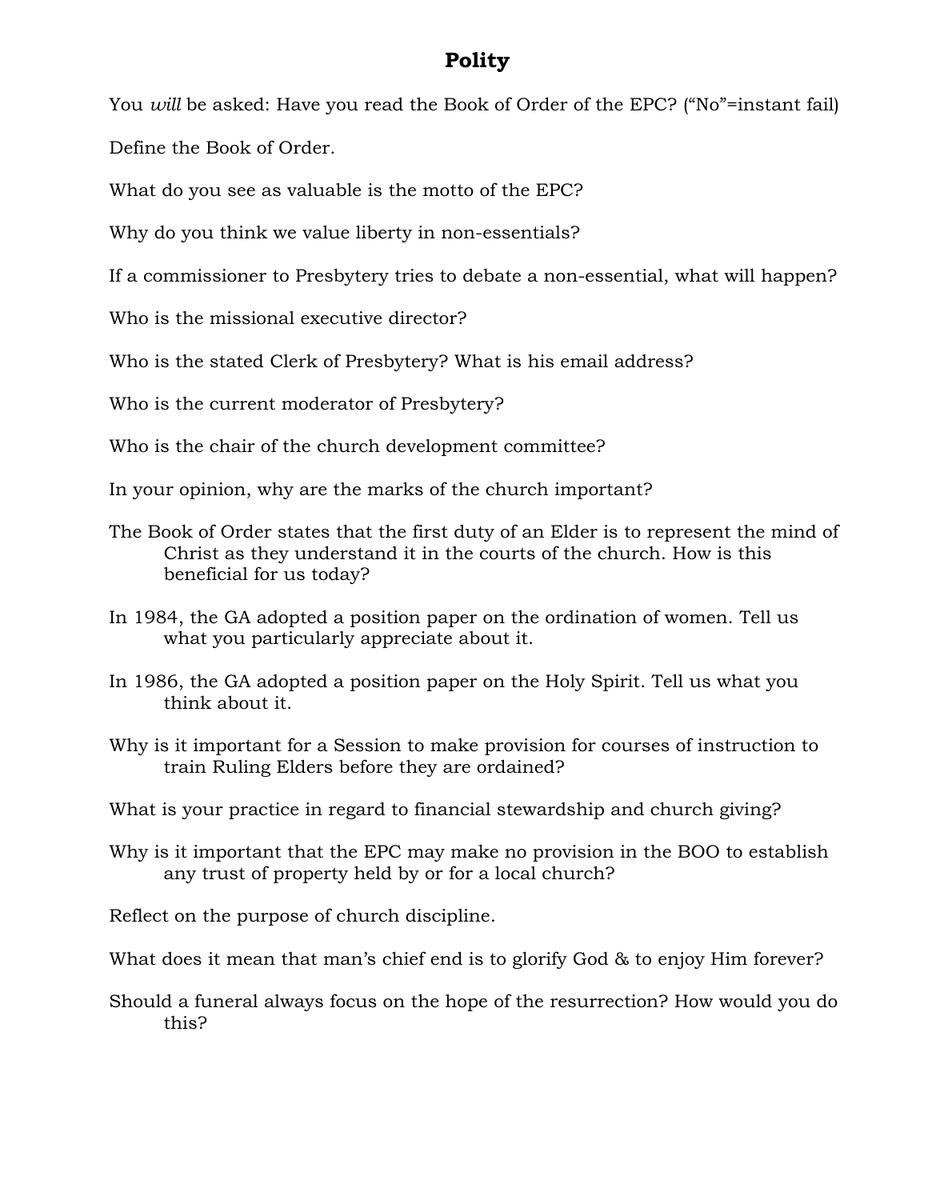# Polity

You *will* be asked: Have you read the Book of Order of the EPC? ("No"=instant fail)

Define the Book of Order.

What do you see as valuable is the motto of the EPC?

Why do you think we value liberty in non-essentials?

If a commissioner to Presbytery tries to debate a non-essential, what will happen?

Who is the missional executive director?

Who is the stated Clerk of Presbytery? What is his email address?

Who is the current moderator of Presbytery?

Who is the chair of the church development committee?

In your opinion, why are the marks of the church important?

The Book of Order states that the first duty of an Elder is to represent the mind of Christ as they understand it in the courts of the church. How is this beneficial for us today?

In 1984, the GA adopted a position paper on the ordination of women. Tell us what you particularly appreciate about it.

In 1986, the GA adopted a position paper on the Holy Spirit. Tell us what you think about it.

Why is it important for a Session to make provision for courses of instruction to train Ruling Elders before they are ordained?

What is your practice in regard to financial stewardship and church giving?

Why is it important that the EPC may make no provision in the BOO to establish any trust of property held by or for a local church?

Reflect on the purpose of church discipline.

What does it mean that man's chief end is to glorify God & to enjoy Him forever?

Should a funeral always focus on the hope of the resurrection? How would you do this?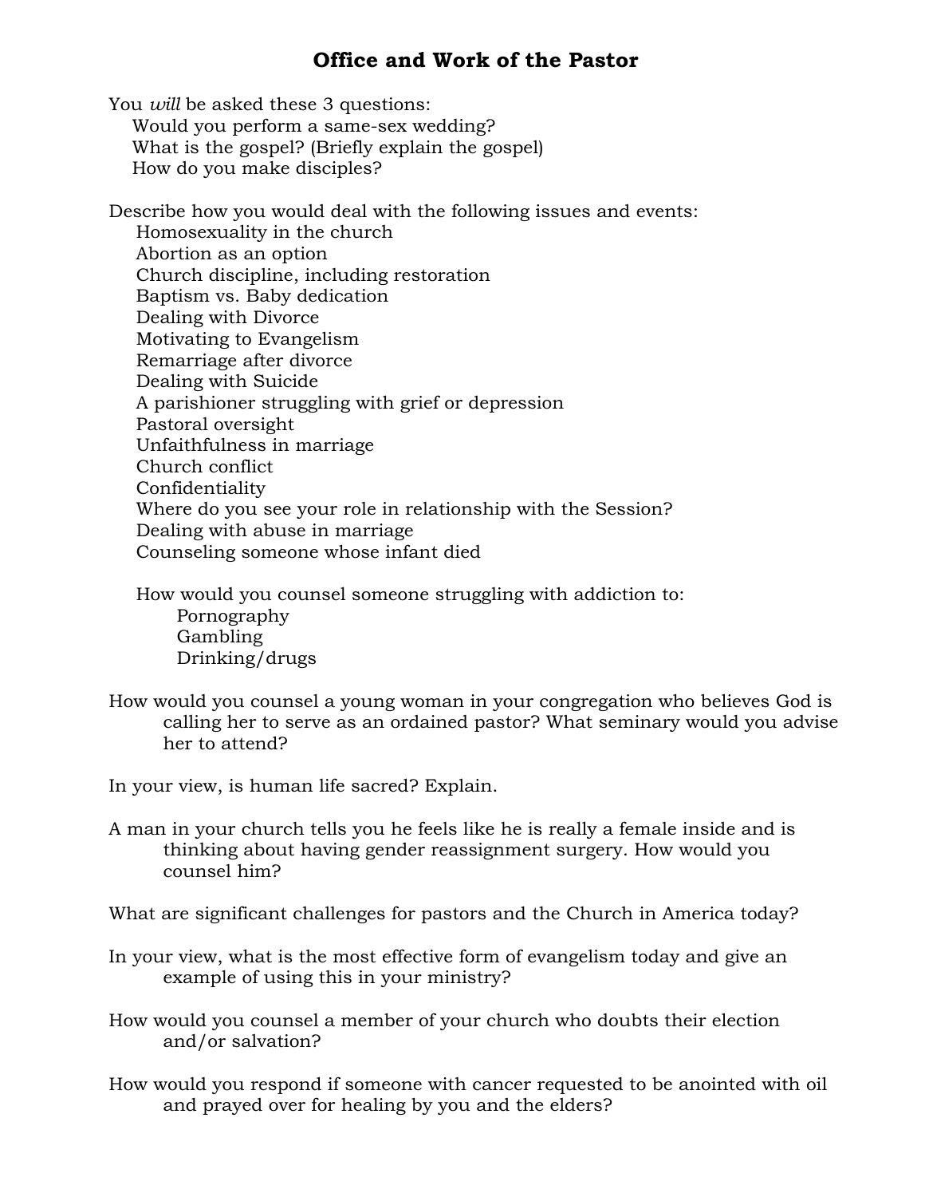# Office and Work of the Pastor

You *will* be asked these 3 questions:

- Would you perform a same-sex wedding?
- What is the gospel? (Briefly explain the gospel)
- How do you make disciples?

Describe how you would deal with the following issues and events:

- Homosexuality in the church
- Abortion as an option
- Church discipline, including restoration
- Baptism vs. Baby dedication
- Dealing with Divorce
- Motivating to Evangelism
- Remarriage after divorce
- Dealing with Suicide
- A parishioner struggling with grief or depression
- Pastoral oversight
- Unfaithfulness in marriage
- Church conflict
- Confidentiality
- Where do you see your role in relationship with the Session?
- Dealing with abuse in marriage
- Counseling someone whose infant died

How would you counsel someone struggling with addiction to:

- Pornography
- Gambling
- Drinking/drugs

How would you counsel a young woman in your congregation who believes God is calling her to serve as an ordained pastor? What seminary would you advise her to attend?

In your view, is human life sacred? Explain.

A man in your church tells you he feels like he is really a female inside and is thinking about having gender reassignment surgery. How would you counsel him?

What are significant challenges for pastors and the Church in America today?

In your view, what is the most effective form of evangelism today and give an example of using this in your ministry?

How would you counsel a member of your church who doubts their election and/or salvation?

How would you respond if someone with cancer requested to be anointed with oil and prayed over for healing by you and the elders?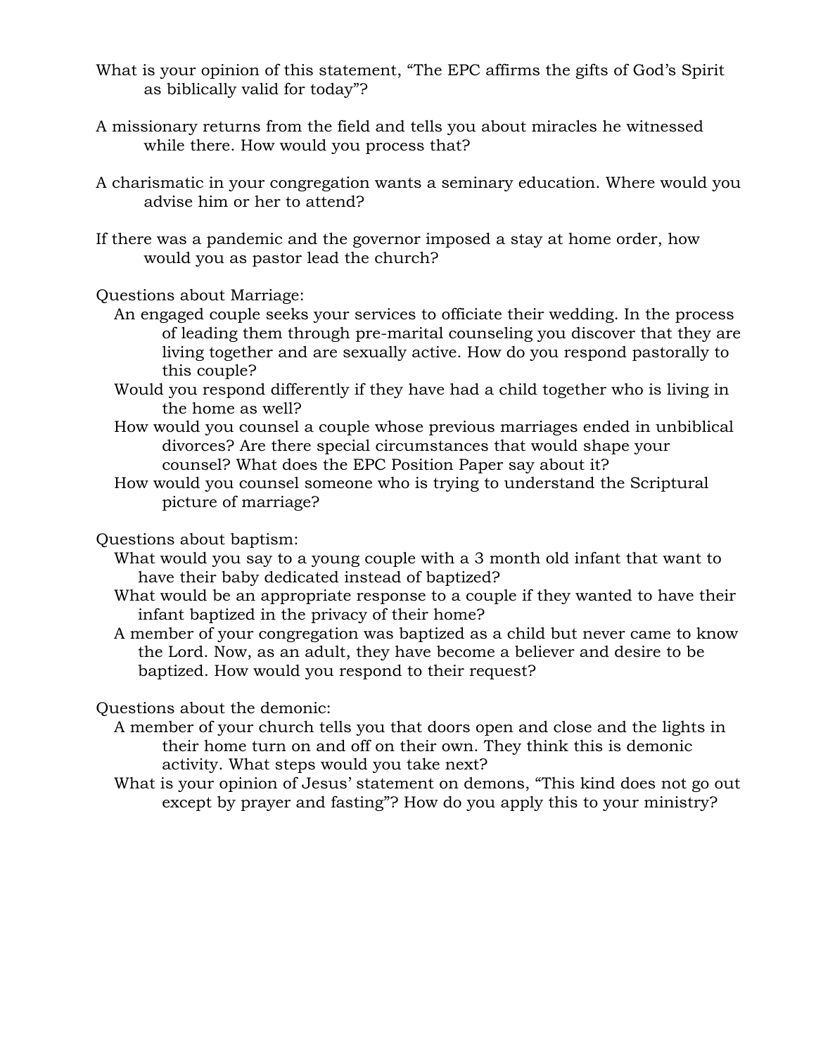What is your opinion of this statement, "The EPC affirms the gifts of God's Sprit as biblically valid for today"?

A missionary returns from the field and tells you about miracles he witnessed while there. How would you process that?

A charismatic in your congregation wants a seminary education. Where would you advise him or her to attend?

If there was a pandemic and the governor imposed a stay at home order, how would you as pastor lead the church?

Questions about Marriage:

- An engaged couple seeks your services to officiate their wedding. In the process of leading them through pre-marital counseling you discover that they are living together and are sexually active. How do you respond pastorally to this couple?
- Would you respond differently if they have had a child together who is living in the home as well?
- How would you counsel a couple whose previous marriages ended in unbiblical divorces? Are there special circumstances that would shape your counsel? What does the EPC Position Paper say about it?
- How would you counsel someone who is trying to understand the Scriptural picture of marriage?

Questions about baptism:

- What would you say to a young couple with a 3 month old infant that want to have their baby dedicated instead of baptized?
- What would be an appropriate response to a couple if they wanted to have their infant baptized in the privacy of their home?
- A member of your congregation was baptized as a child but never came to know the Lord. Now, as an adult, they have become a believer and desire to be baptized. How would you respond to their request?

Questions about the demonic:

- A member of your church tells you that doors open and close and the lights in their home turn on and off on their own. They think this is demonic activity. What steps would you take next?
- What is your opinion of Jesus' statement on demons, "This kind does not go out except by prayer and fasting"? How do you apply this to your ministry?